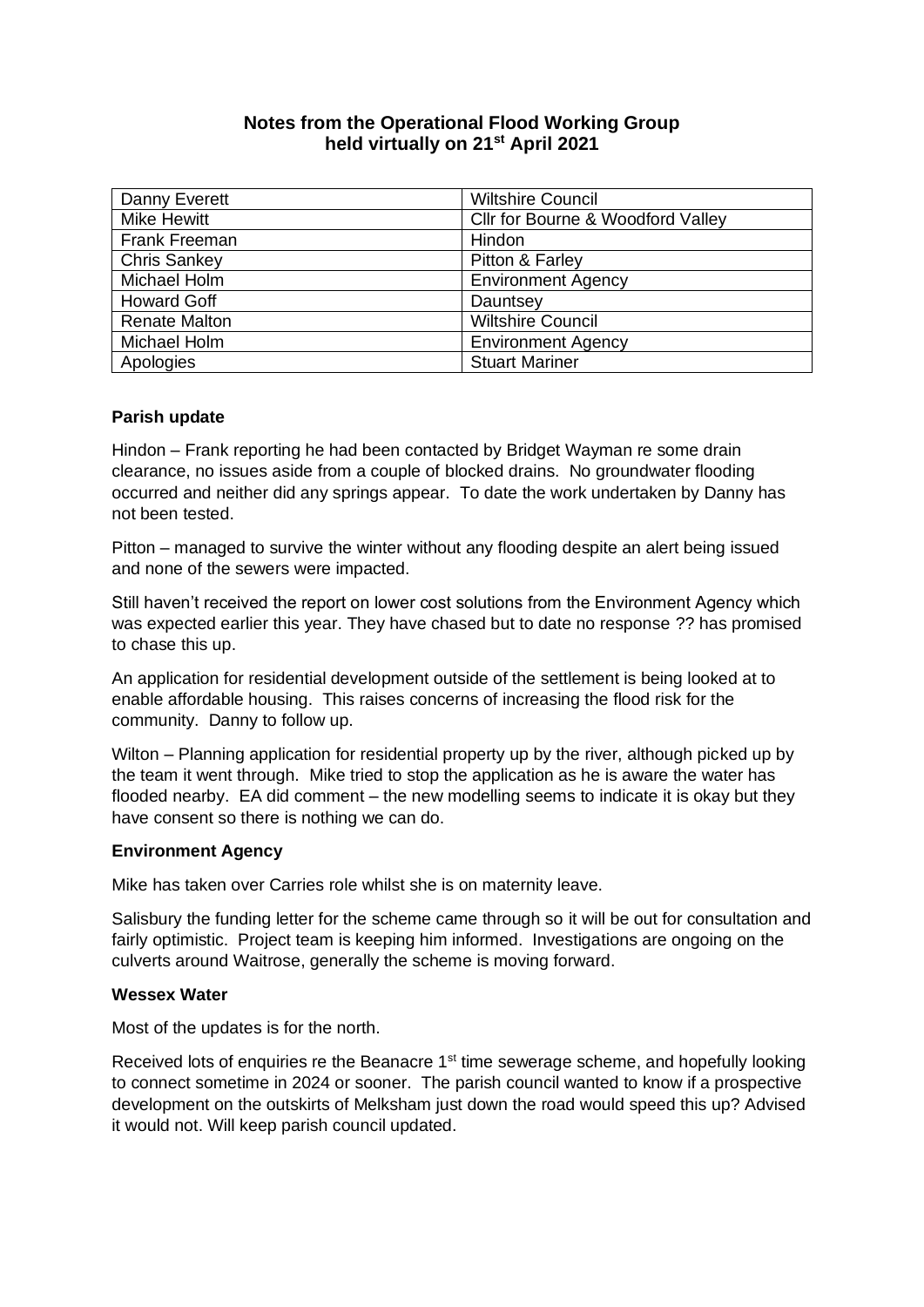# Notes from the Operational Flood Working Group held virtually on 21st April 2021

| | |
|---|---|
| Danny Everett | Wiltshire Council |
| Mike Hewitt | Cllr for Bourne & Woodford Valley |
| Frank Freeman | Hindon |
| Chris Sankey | Pitton & Farley |
| Michael Holm | Environment Agency |
| Howard Goff | Dauntsey |
| Renate Malton | Wiltshire Council |
| Michael Holm | Environment Agency |
| Apologies | Stuart Mariner |

**Parish update**

Hindon – Frank reporting he had been contacted by Bridget Wayman re some drain clearance, no issues aside from a couple of blocked drains. No groundwater flooding occurred and neither did any springs appear. To date the work undertaken by Danny has not been tested.

Pitton – managed to survive the winter without any flooding despite an alert being issued and none of the sewers were impacted.

Still haven't received the report on lower cost solutions from the Environment Agency which was expected earlier this year. They have chased but to date no response ?? has promised to chase this up.

An application for residential development outside of the settlement is being looked at to enable affordable housing. This raises concerns of increasing the flood risk for the community. Danny to follow up.

Wilton – Planning application for residential property up by the river, although picked up by the team it went through. Mike tried to stop the application as he is aware the water has flooded nearby. EA did comment – the new modelling seems to indicate it is okay but they have consent so there is nothing we can do.

**Environment Agency**

Mike has taken over Carries role whilst she is on maternity leave.

Salisbury the funding letter for the scheme came through so it will be out for consultation and fairly optimistic. Project team is keeping him informed. Investigations are ongoing on the culverts around Waitrose, generally the scheme is moving forward.

**Wessex Water**

Most of the updates is for the north.

Received lots of enquiries re the Beanacre 1st time sewerage scheme, and hopefully looking to connect sometime in 2024 or sooner. The parish council wanted to know if a prospective development on the outskirts of Melksham just down the road would speed this up? Advised it would not. Will keep parish council updated.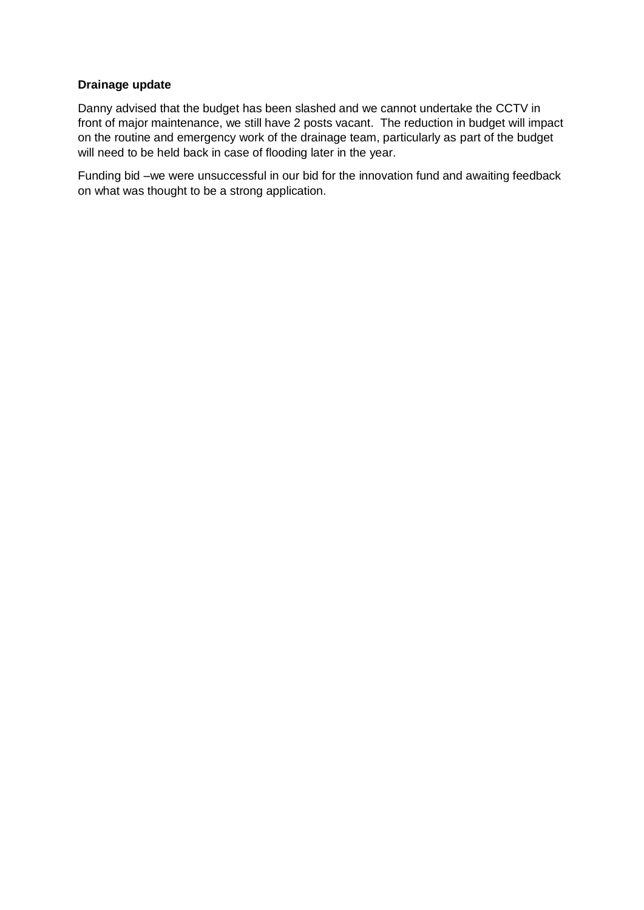**Drainage update**

Danny advised that the budget has been slashed and we cannot undertake the CCTV in front of major maintenance, we still have 2 posts vacant. The reduction in budget will impact on the routine and emergency work of the drainage team, particularly as part of the budget will need to be held back in case of flooding later in the year.

Funding bid –we were unsuccessful in our bid for the innovation fund and awaiting feedback on what was thought to be a strong application.